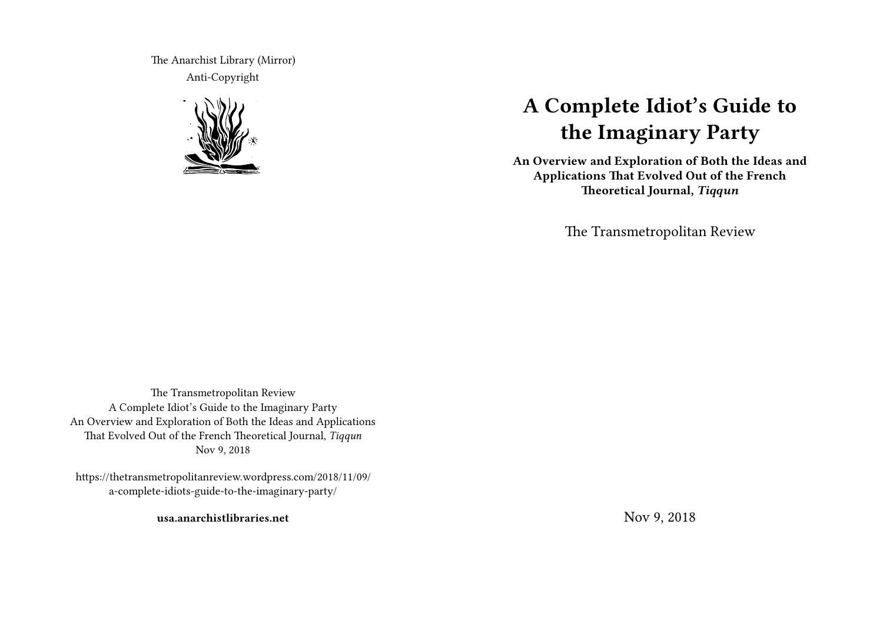The Anarchist Library (Mirror)
Anti-Copyright

The Transmetropolitan Review
A Complete Idiot's Guide to the Imaginary Party
An Overview and Exploration of Both the Ideas and Applications That Evolved Out of the French Theoretical Journal, *Tiqqun*
Nov 9, 2018

https://thetransmetropolitanreview.wordpress.com/2018/11/09/a-complete-idiots-guide-to-the-imaginary-party/

**usa.anarchistlibraries.net**

# A Complete Idiot's Guide to the Imaginary Party

**An Overview and Exploration of Both the Ideas and Applications That Evolved Out of the French Theoretical Journal, *Tiqqun***

The Transmetropolitan Review

Nov 9, 2018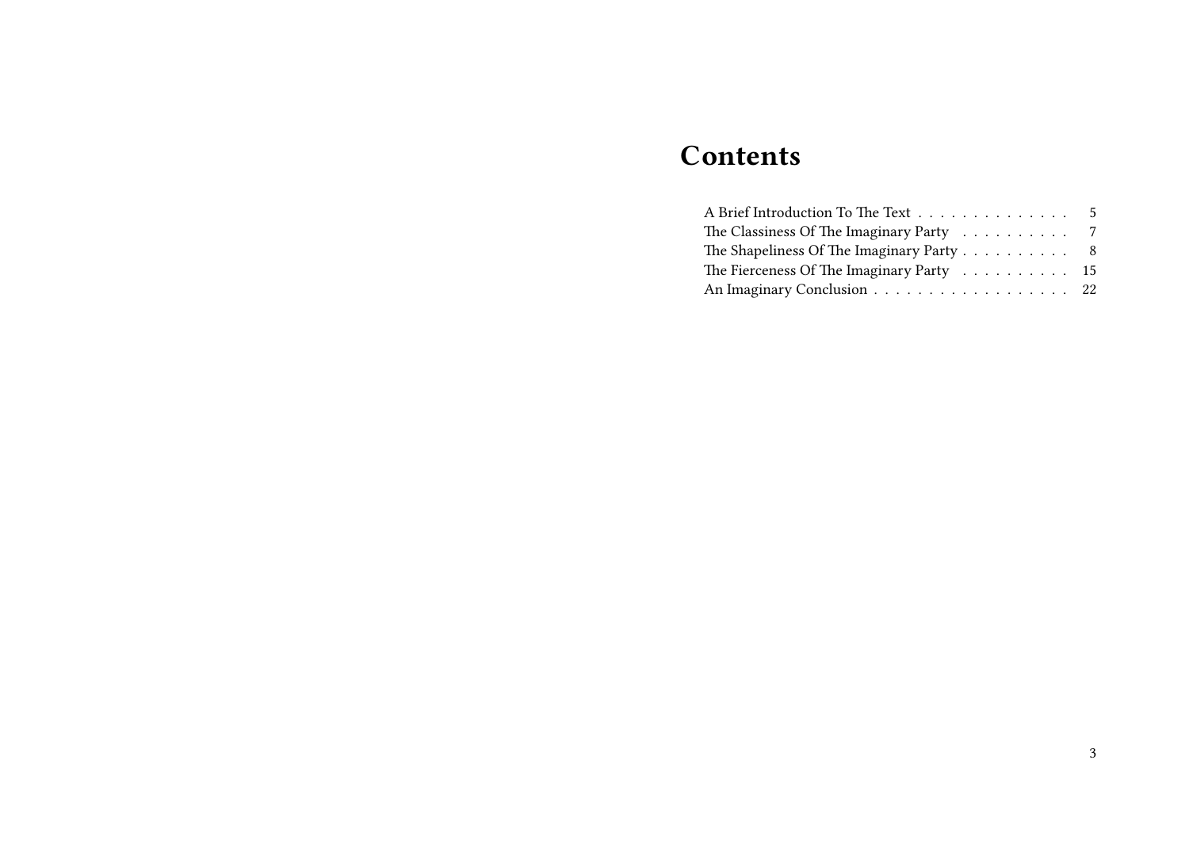# Contents

| | |
|---|---|
| A Brief Introduction To The Text | 5 |
| The Classiness Of The Imaginary Party | 7 |
| The Shapeliness Of The Imaginary Party | 8 |
| The Fierceness Of The Imaginary Party | 15 |
| An Imaginary Conclusion | 22 |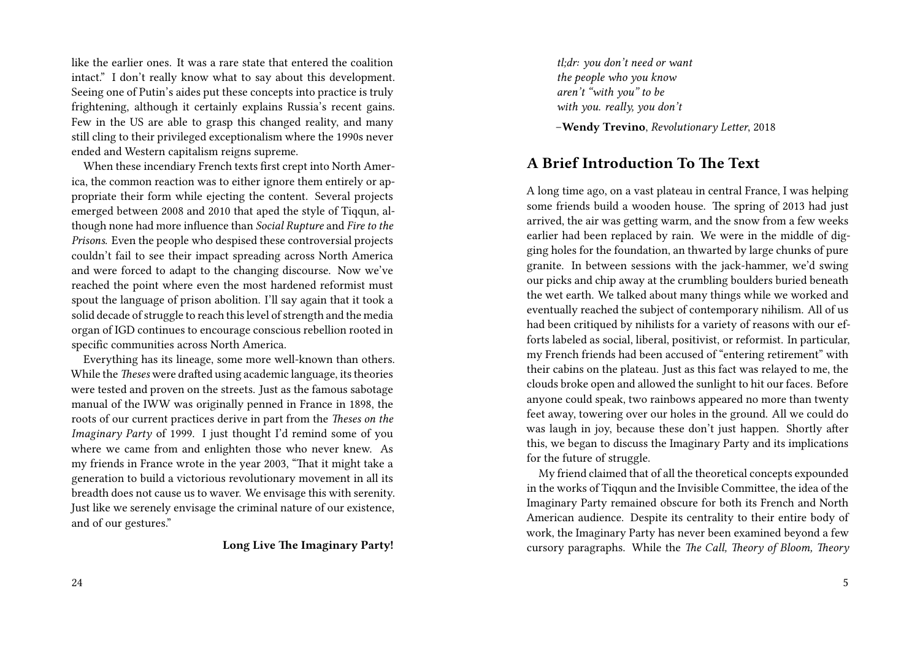like the earlier ones. It was a rare state that entered the coalition intact." I don't really know what to say about this development. Seeing one of Putin's aides put these concepts into practice is truly frightening, although it certainly explains Russia's recent gains. Few in the US are able to grasp this changed reality, and many still cling to their privileged exceptionalism where the 1990s never ended and Western capitalism reigns supreme.

When these incendiary French texts first crept into North America, the common reaction was to either ignore them entirely or appropriate their form while ejecting the content. Several projects emerged between 2008 and 2010 that aped the style of Tiqqun, although none had more influence than *Social Rupture* and *Fire to the Prisons*. Even the people who despised these controversial projects couldn't fail to see their impact spreading across North America and were forced to adapt to the changing discourse. Now we've reached the point where even the most hardened reformist must spout the language of prison abolition. I'll say again that it took a solid decade of struggle to reach this level of strength and the media organ of IGD continues to encourage conscious rebellion rooted in specific communities across North America.

Everything has its lineage, some more well-known than others. While the *Theses* were drafted using academic language, its theories were tested and proven on the streets. Just as the famous sabotage manual of the IWW was originally penned in France in 1898, the roots of our current practices derive in part from the *Theses on the Imaginary Party* of 1999. I just thought I'd remind some of you where we came from and enlighten those who never knew. As my friends in France wrote in the year 2003, "That it might take a generation to build a victorious revolutionary movement in all its breadth does not cause us to waver. We envisage this with serenity. Just like we serenely envisage the criminal nature of our existence, and of our gestures."

**Long Live The Imaginary Party!**

*tl;dr: you don't need or want*
*the people who you know*
*aren't "with you" to be*
*with you. really, you don't*

–**Wendy Trevino**, *Revolutionary Letter*, 2018

## A Brief Introduction To The Text

A long time ago, on a vast plateau in central France, I was helping some friends build a wooden house. The spring of 2013 had just arrived, the air was getting warm, and the snow from a few weeks earlier had been replaced by rain. We were in the middle of digging holes for the foundation, an thwarted by large chunks of pure granite. In between sessions with the jack-hammer, we'd swing our picks and chip away at the crumbling boulders buried beneath the wet earth. We talked about many things while we worked and eventually reached the subject of contemporary nihilism. All of us had been critiqued by nihilists for a variety of reasons with our efforts labeled as social, liberal, positivist, or reformist. In particular, my French friends had been accused of "entering retirement" with their cabins on the plateau. Just as this fact was relayed to me, the clouds broke open and allowed the sunlight to hit our faces. Before anyone could speak, two rainbows appeared no more than twenty feet away, towering over our holes in the ground. All we could do was laugh in joy, because these don't just happen. Shortly after this, we began to discuss the Imaginary Party and its implications for the future of struggle.

My friend claimed that of all the theoretical concepts expounded in the works of Tiqqun and the Invisible Committee, the idea of the Imaginary Party remained obscure for both its French and North American audience. Despite its centrality to their entire body of work, the Imaginary Party has never been examined beyond a few cursory paragraphs. While the *The Call, Theory of Bloom, Theory*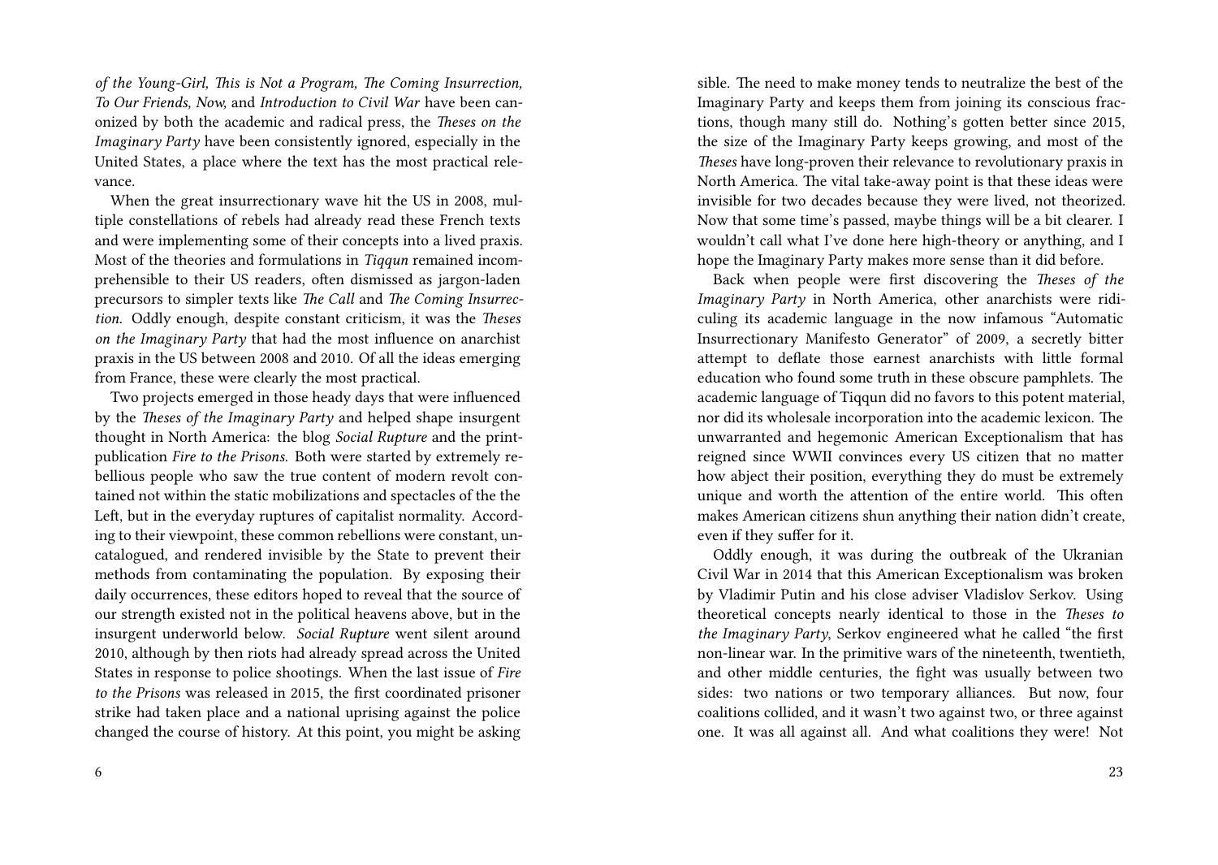*of the Young-Girl, This is Not a Program, The Coming Insurrection, To Our Friends, Now,* and *Introduction to Civil War* have been canonized by both the academic and radical press, the *Theses on the Imaginary Party* have been consistently ignored, especially in the United States, a place where the text has the most practical relevance.

When the great insurrectionary wave hit the US in 2008, multiple constellations of rebels had already read these French texts and were implementing some of their concepts into a lived praxis. Most of the theories and formulations in *Tiqqun* remained incomprehensible to their US readers, often dismissed as jargon-laden precursors to simpler texts like *The Call* and *The Coming Insurrection.* Oddly enough, despite constant criticism, it was the *Theses on the Imaginary Party* that had the most influence on anarchist praxis in the US between 2008 and 2010. Of all the ideas emerging from France, these were clearly the most practical.

Two projects emerged in those heady days that were influenced by the *Theses of the Imaginary Party* and helped shape insurgent thought in North America: the blog *Social Rupture* and the print-publication *Fire to the Prisons.* Both were started by extremely rebellious people who saw the true content of modern revolt contained not within the static mobilizations and spectacles of the the Left, but in the everyday ruptures of capitalist normality. According to their viewpoint, these common rebellions were constant, uncatalogued, and rendered invisible by the State to prevent their methods from contaminating the population. By exposing their daily occurrences, these editors hoped to reveal that the source of our strength existed not in the political heavens above, but in the insurgent underworld below. *Social Rupture* went silent around 2010, although by then riots had already spread across the United States in response to police shootings. When the last issue of *Fire to the Prisons* was released in 2015, the first coordinated prisoner strike had taken place and a national uprising against the police changed the course of history. At this point, you might be asking

sible. The need to make money tends to neutralize the best of the Imaginary Party and keeps them from joining its conscious fractions, though many still do. Nothing's gotten better since 2015, the size of the Imaginary Party keeps growing, and most of the *Theses* have long-proven their relevance to revolutionary praxis in North America. The vital take-away point is that these ideas were invisible for two decades because they were lived, not theorized. Now that some time's passed, maybe things will be a bit clearer. I wouldn't call what I've done here high-theory or anything, and I hope the Imaginary Party makes more sense than it did before.

Back when people were first discovering the *Theses of the Imaginary Party* in North America, other anarchists were ridiculing its academic language in the now infamous "Automatic Insurrectionary Manifesto Generator" of 2009, a secretly bitter attempt to deflate those earnest anarchists with little formal education who found some truth in these obscure pamphlets. The academic language of Tiqqun did no favors to this potent material, nor did its wholesale incorporation into the academic lexicon. The unwarranted and hegemonic American Exceptionalism that has reigned since WWII convinces every US citizen that no matter how abject their position, everything they do must be extremely unique and worth the attention of the entire world. This often makes American citizens shun anything their nation didn't create, even if they suffer for it.

Oddly enough, it was during the outbreak of the Ukranian Civil War in 2014 that this American Exceptionalism was broken by Vladimir Putin and his close adviser Vladislov Serkov. Using theoretical concepts nearly identical to those in the *Theses to the Imaginary Party*, Serkov engineered what he called "the first non-linear war. In the primitive wars of the nineteenth, twentieth, and other middle centuries, the fight was usually between two sides: two nations or two temporary alliances. But now, four coalitions collided, and it wasn't two against two, or three against one. It was all against all. And what coalitions they were! Not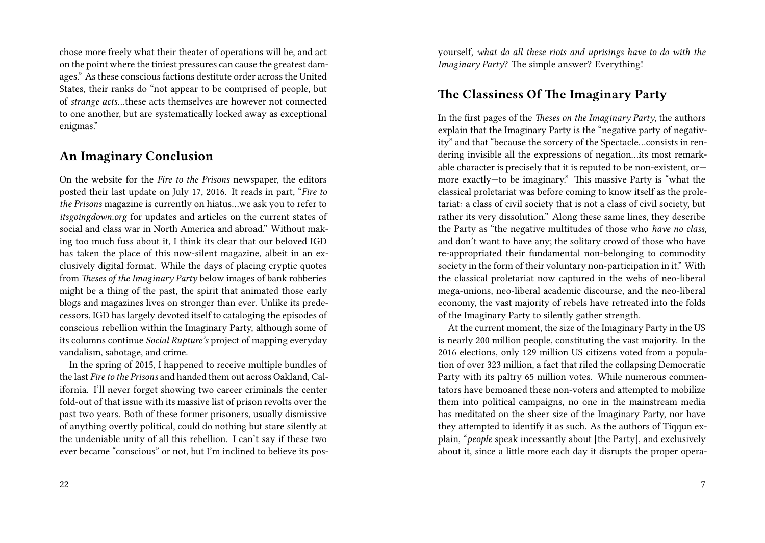chose more freely what their theater of operations will be, and act on the point where the tiniest pressures can cause the greatest damages." As these conscious factions destitute order across the United States, their ranks do "not appear to be comprised of people, but of *strange acts*…these acts themselves are however not connected to one another, but are systematically locked away as exceptional enigmas."

## An Imaginary Conclusion

On the website for the *Fire to the Prisons* newspaper, the editors posted their last update on July 17, 2016. It reads in part, "*Fire to the Prisons* magazine is currently on hiatus…we ask you to refer to *itsgoingdown.org* for updates and articles on the current states of social and class war in North America and abroad." Without making too much fuss about it, I think its clear that our beloved IGD has taken the place of this now-silent magazine, albeit in an exclusively digital format. While the days of placing cryptic quotes from *Theses of the Imaginary Party* below images of bank robberies might be a thing of the past, the spirit that animated those early blogs and magazines lives on stronger than ever. Unlike its predecessors, IGD has largely devoted itself to cataloging the episodes of conscious rebellion within the Imaginary Party, although some of its columns continue *Social Rupture's* project of mapping everyday vandalism, sabotage, and crime.

In the spring of 2015, I happened to receive multiple bundles of the last *Fire to the Prisons* and handed them out across Oakland, California. I'll never forget showing two career criminals the center fold-out of that issue with its massive list of prison revolts over the past two years. Both of these former prisoners, usually dismissive of anything overtly political, could do nothing but stare silently at the undeniable unity of all this rebellion. I can't say if these two ever became "conscious" or not, but I'm inclined to believe its pos-

yourself, *what do all these riots and uprisings have to do with the Imaginary Party*? The simple answer? Everything!

## The Classiness Of The Imaginary Party

In the first pages of the *Theses on the Imaginary Party*, the authors explain that the Imaginary Party is the "negative party of negativity" and that "because the sorcery of the Spectacle…consists in rendering invisible all the expressions of negation…its most remarkable character is precisely that it is reputed to be non-existent, or—more exactly—to be imaginary." This massive Party is "what the classical proletariat was before coming to know itself as the proletariat: a class of civil society that is not a class of civil society, but rather its very dissolution." Along these same lines, they describe the Party as "the negative multitudes of those who *have no class*, and don't want to have any; the solitary crowd of those who have re-appropriated their fundamental non-belonging to commodity society in the form of their voluntary non-participation in it." With the classical proletariat now captured in the webs of neo-liberal mega-unions, neo-liberal academic discourse, and the neo-liberal economy, the vast majority of rebels have retreated into the folds of the Imaginary Party to silently gather strength.

At the current moment, the size of the Imaginary Party in the US is nearly 200 million people, constituting the vast majority. In the 2016 elections, only 129 million US citizens voted from a population of over 323 million, a fact that riled the collapsing Democratic Party with its paltry 65 million votes. While numerous commentators have bemoaned these non-voters and attempted to mobilize them into political campaigns, no one in the mainstream media has meditated on the sheer size of the Imaginary Party, nor have they attempted to identify it as such. As the authors of Tiqqun explain, "*people* speak incessantly about [the Party], and exclusively about it, since a little more each day it disrupts the proper opera-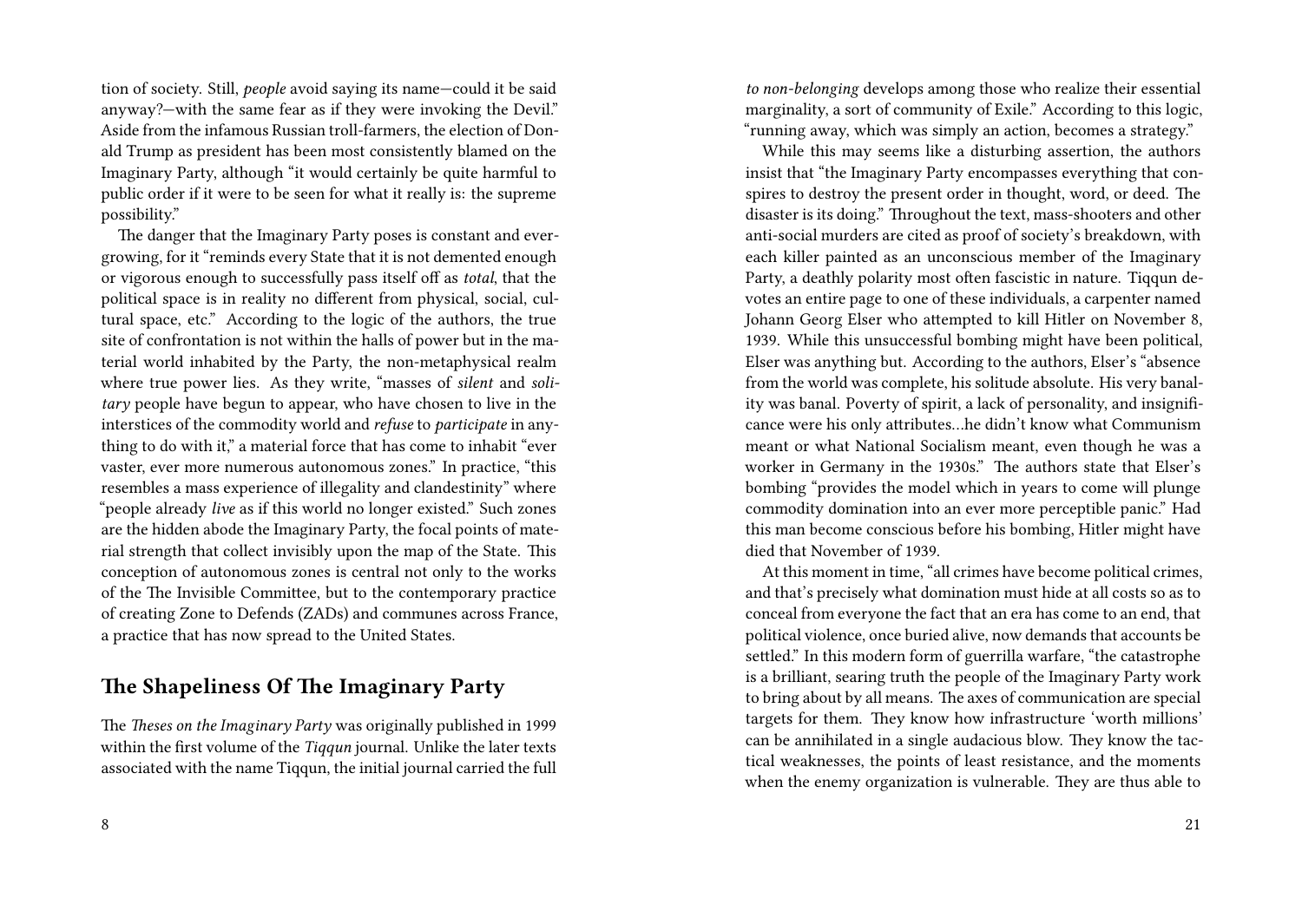tion of society. Still, *people* avoid saying its name—could it be said anyway?—with the same fear as if they were invoking the Devil." Aside from the infamous Russian troll-farmers, the election of Donald Trump as president has been most consistently blamed on the Imaginary Party, although "it would certainly be quite harmful to public order if it were to be seen for what it really is: the supreme possibility."

The danger that the Imaginary Party poses is constant and ever-growing, for it "reminds every State that it is not demented enough or vigorous enough to successfully pass itself off as *total*, that the political space is in reality no different from physical, social, cultural space, etc." According to the logic of the authors, the true site of confrontation is not within the halls of power but in the material world inhabited by the Party, the non-metaphysical realm where true power lies. As they write, "masses of *silent* and *solitary* people have begun to appear, who have chosen to live in the interstices of the commodity world and *refuse* to *participate* in anything to do with it," a material force that has come to inhabit "ever vaster, ever more numerous autonomous zones." In practice, "this resembles a mass experience of illegality and clandestinity" where "people already *live* as if this world no longer existed." Such zones are the hidden abode the Imaginary Party, the focal points of material strength that collect invisibly upon the map of the State. This conception of autonomous zones is central not only to the works of the The Invisible Committee, but to the contemporary practice of creating Zone to Defends (ZADs) and communes across France, a practice that has now spread to the United States.

## The Shapeliness Of The Imaginary Party

The *Theses on the Imaginary Party* was originally published in 1999 within the first volume of the *Tiqqun* journal. Unlike the later texts associated with the name Tiqqun, the initial journal carried the full

*to non-belonging* develops among those who realize their essential marginality, a sort of community of Exile." According to this logic, "running away, which was simply an action, becomes a strategy."

While this may seems like a disturbing assertion, the authors insist that "the Imaginary Party encompasses everything that conspires to destroy the present order in thought, word, or deed. The disaster is its doing." Throughout the text, mass-shooters and other anti-social murders are cited as proof of society's breakdown, with each killer painted as an unconscious member of the Imaginary Party, a deathly polarity most often fascistic in nature. Tiqqun devotes an entire page to one of these individuals, a carpenter named Johann Georg Elser who attempted to kill Hitler on November 8, 1939. While this unsuccessful bombing might have been political, Elser was anything but. According to the authors, Elser's "absence from the world was complete, his solitude absolute. His very banality was banal. Poverty of spirit, a lack of personality, and insignificance were his only attributes…he didn't know what Communism meant or what National Socialism meant, even though he was a worker in Germany in the 1930s." The authors state that Elser's bombing "provides the model which in years to come will plunge commodity domination into an ever more perceptible panic." Had this man become conscious before his bombing, Hitler might have died that November of 1939.

At this moment in time, "all crimes have become political crimes, and that's precisely what domination must hide at all costs so as to conceal from everyone the fact that an era has come to an end, that political violence, once buried alive, now demands that accounts be settled." In this modern form of guerrilla warfare, "the catastrophe is a brilliant, searing truth the people of the Imaginary Party work to bring about by all means. The axes of communication are special targets for them. They know how infrastructure 'worth millions' can be annihilated in a single audacious blow. They know the tactical weaknesses, the points of least resistance, and the moments when the enemy organization is vulnerable. They are thus able to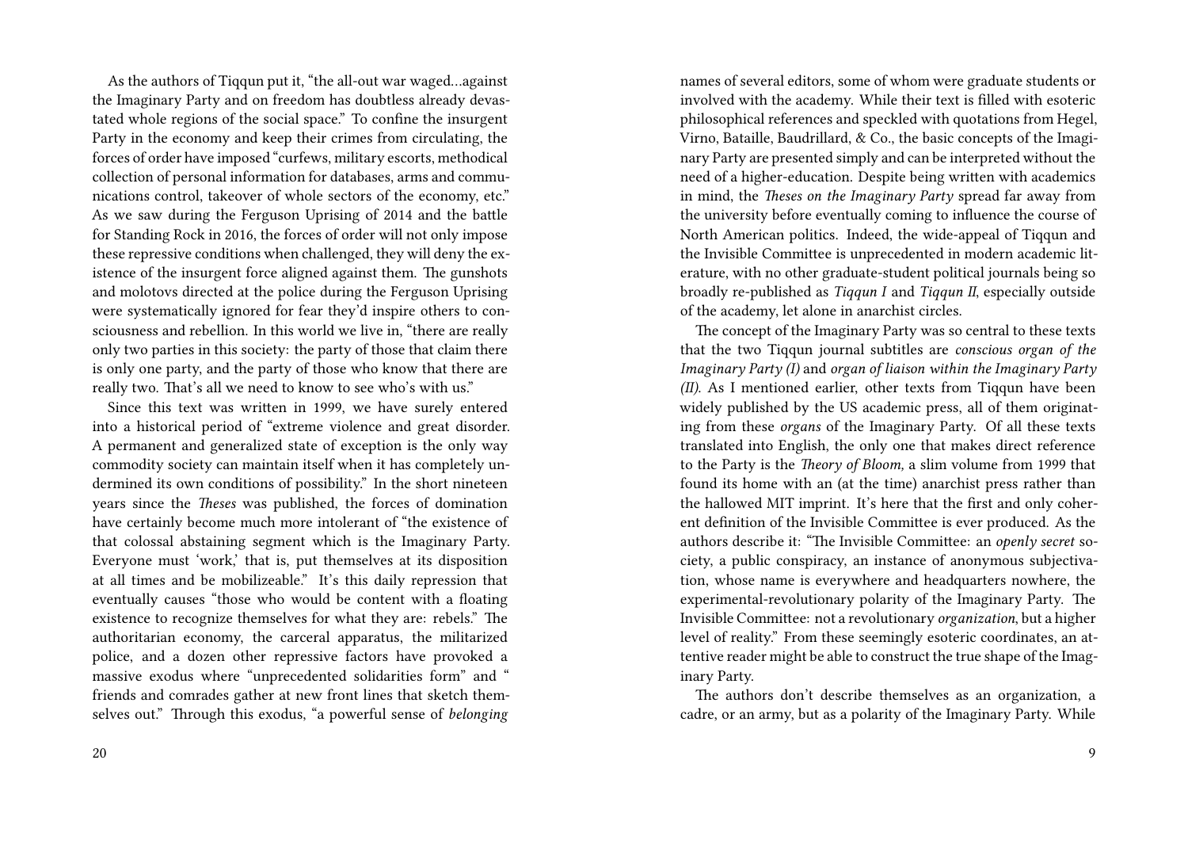As the authors of Tiqqun put it, "the all-out war waged…against the Imaginary Party and on freedom has doubtless already devastated whole regions of the social space." To confine the insurgent Party in the economy and keep their crimes from circulating, the forces of order have imposed "curfews, military escorts, methodical collection of personal information for databases, arms and communications control, takeover of whole sectors of the economy, etc." As we saw during the Ferguson Uprising of 2014 and the battle for Standing Rock in 2016, the forces of order will not only impose these repressive conditions when challenged, they will deny the existence of the insurgent force aligned against them. The gunshots and molotovs directed at the police during the Ferguson Uprising were systematically ignored for fear they'd inspire others to consciousness and rebellion. In this world we live in, "there are really only two parties in this society: the party of those that claim there is only one party, and the party of those who know that there are really two. That's all we need to know to see who's with us."

Since this text was written in 1999, we have surely entered into a historical period of "extreme violence and great disorder. A permanent and generalized state of exception is the only way commodity society can maintain itself when it has completely undermined its own conditions of possibility." In the short nineteen years since the *Theses* was published, the forces of domination have certainly become much more intolerant of "the existence of that colossal abstaining segment which is the Imaginary Party. Everyone must 'work,' that is, put themselves at its disposition at all times and be mobilizeable." It's this daily repression that eventually causes "those who would be content with a floating existence to recognize themselves for what they are: rebels." The authoritarian economy, the carceral apparatus, the militarized police, and a dozen other repressive factors have provoked a massive exodus where "unprecedented solidarities form" and " friends and comrades gather at new front lines that sketch themselves out." Through this exodus, "a powerful sense of *belonging*

names of several editors, some of whom were graduate students or involved with the academy. While their text is filled with esoteric philosophical references and speckled with quotations from Hegel, Virno, Bataille, Baudrillard, & Co., the basic concepts of the Imaginary Party are presented simply and can be interpreted without the need of a higher-education. Despite being written with academics in mind, the *Theses on the Imaginary Party* spread far away from the university before eventually coming to influence the course of North American politics. Indeed, the wide-appeal of Tiqqun and the Invisible Committee is unprecedented in modern academic literature, with no other graduate-student political journals being so broadly re-published as *Tiqqun I* and *Tiqqun II*, especially outside of the academy, let alone in anarchist circles.

The concept of the Imaginary Party was so central to these texts that the two Tiqqun journal subtitles are *conscious organ of the Imaginary Party (I)* and *organ of liaison within the Imaginary Party (II)*. As I mentioned earlier, other texts from Tiqqun have been widely published by the US academic press, all of them originating from these *organs* of the Imaginary Party. Of all these texts translated into English, the only one that makes direct reference to the Party is the *Theory of Bloom,* a slim volume from 1999 that found its home with an (at the time) anarchist press rather than the hallowed MIT imprint. It's here that the first and only coherent definition of the Invisible Committee is ever produced. As the authors describe it: "The Invisible Committee: an *openly secret* society, a public conspiracy, an instance of anonymous subjectivation, whose name is everywhere and headquarters nowhere, the experimental-revolutionary polarity of the Imaginary Party. The Invisible Committee: not a revolutionary *organization*, but a higher level of reality." From these seemingly esoteric coordinates, an attentive reader might be able to construct the true shape of the Imaginary Party.

The authors don't describe themselves as an organization, a cadre, or an army, but as a polarity of the Imaginary Party. While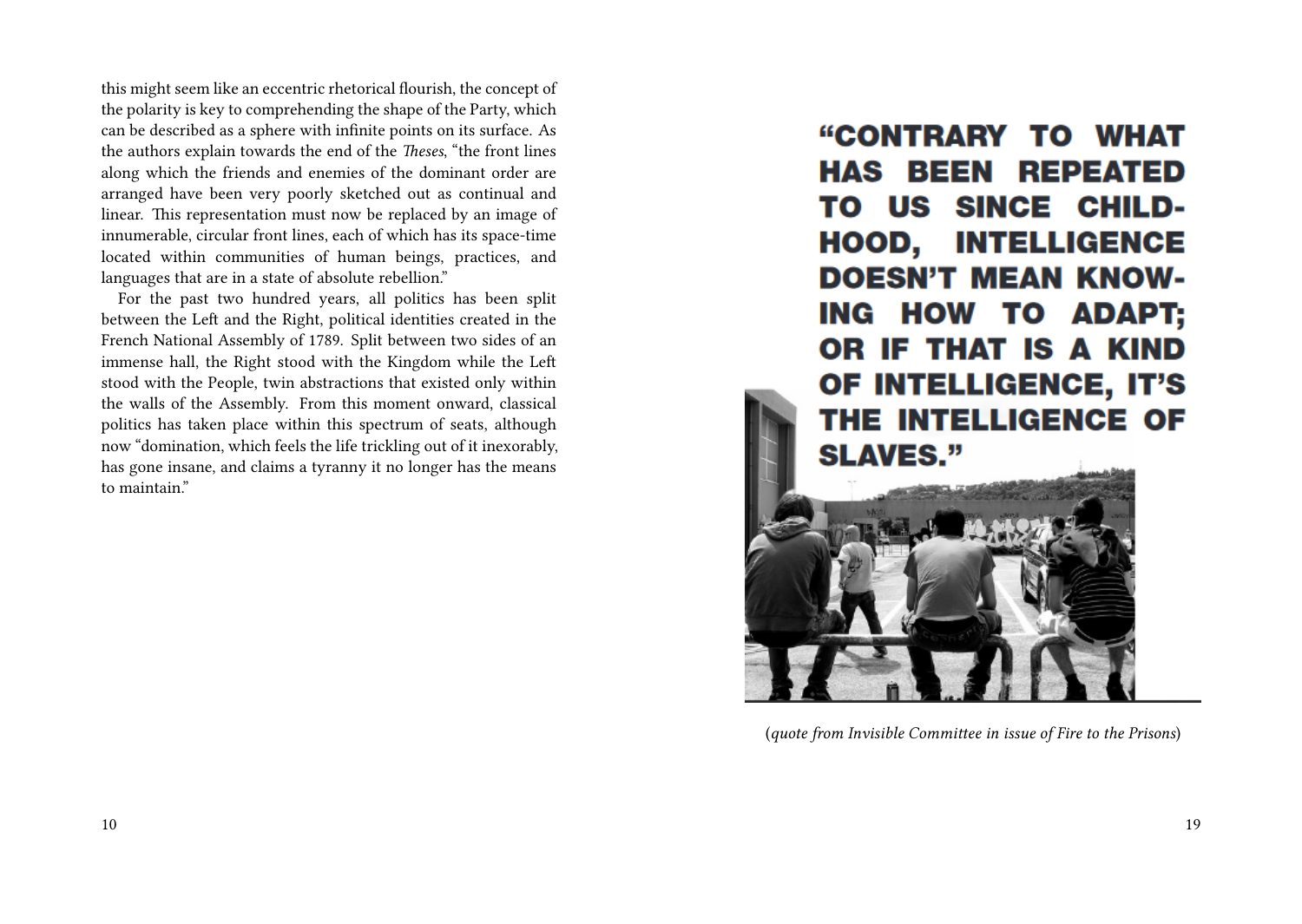this might seem like an eccentric rhetorical flourish, the concept of the polarity is key to comprehending the shape of the Party, which can be described as a sphere with infinite points on its surface. As the authors explain towards the end of the *Theses*, "the front lines along which the friends and enemies of the dominant order are arranged have been very poorly sketched out as continual and linear. This representation must now be replaced by an image of innumerable, circular front lines, each of which has its space-time located within communities of human beings, practices, and languages that are in a state of absolute rebellion."

For the past two hundred years, all politics has been split between the Left and the Right, political identities created in the French National Assembly of 1789. Split between two sides of an immense hall, the Right stood with the Kingdom while the Left stood with the People, twin abstractions that existed only within the walls of the Assembly. From this moment onward, classical politics has taken place within this spectrum of seats, although now "domination, which feels the life trickling out of it inexorably, has gone insane, and claims a tyranny it no longer has the means to maintain."

**"CONTRARY TO WHAT HAS BEEN REPEATED TO US SINCE CHILDHOOD, INTELLIGENCE DOESN'T MEAN KNOWING HOW TO ADAPT; OR IF THAT IS A KIND OF INTELLIGENCE, IT'S THE INTELLIGENCE OF SLAVES."**

(*quote from Invisible Committee in issue of Fire to the Prisons*)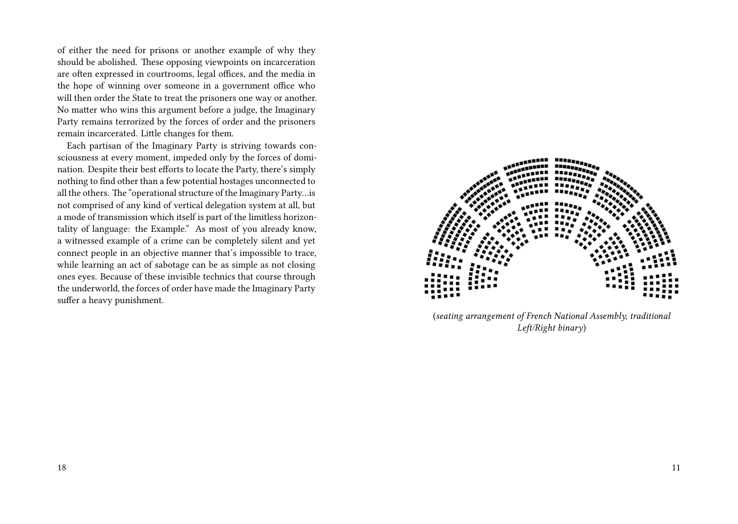of either the need for prisons or another example of why they should be abolished. These opposing viewpoints on incarceration are often expressed in courtrooms, legal offices, and the media in the hope of winning over someone in a government office who will then order the State to treat the prisoners one way or another. No matter who wins this argument before a judge, the Imaginary Party remains terrorized by the forces of order and the prisoners remain incarcerated. Little changes for them.

Each partisan of the Imaginary Party is striving towards consciousness at every moment, impeded only by the forces of domination. Despite their best efforts to locate the Party, there's simply nothing to find other than a few potential hostages unconnected to all the others. The "operational structure of the Imaginary Party…is not comprised of any kind of vertical delegation system at all, but a mode of transmission which itself is part of the limitless horizontality of language: the Example." As most of you already know, a witnessed example of a crime can be completely silent and yet connect people in an objective manner that's impossible to trace, while learning an act of sabotage can be as simple as not closing ones eyes. Because of these invisible technics that course through the underworld, the forces of order have made the Imaginary Party suffer a heavy punishment.

(*seating arrangement of French National Assembly, traditional Left/Right binary*)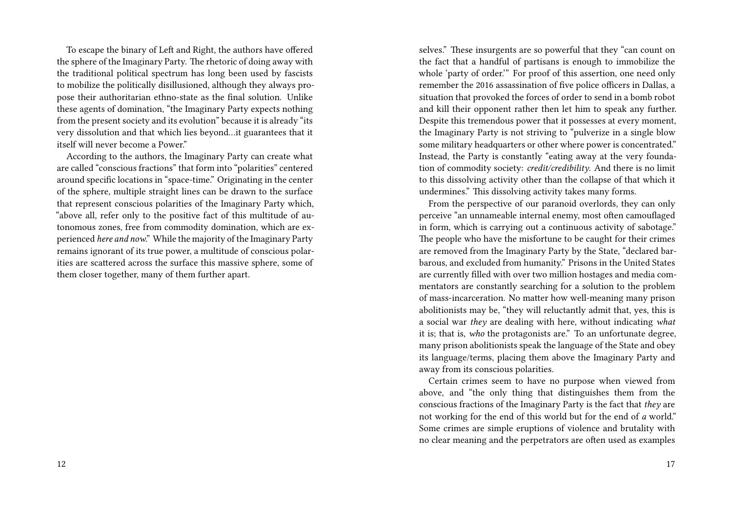To escape the binary of Left and Right, the authors have offered the sphere of the Imaginary Party. The rhetoric of doing away with the traditional political spectrum has long been used by fascists to mobilize the politically disillusioned, although they always propose their authoritarian ethno-state as the final solution. Unlike these agents of domination, "the Imaginary Party expects nothing from the present society and its evolution" because it is already "its very dissolution and that which lies beyond…it guarantees that it itself will never become a Power."

According to the authors, the Imaginary Party can create what are called "conscious fractions" that form into "polarities" centered around specific locations in "space-time." Originating in the center of the sphere, multiple straight lines can be drawn to the surface that represent conscious polarities of the Imaginary Party which, "above all, refer only to the positive fact of this multitude of autonomous zones, free from commodity domination, which are experienced *here and now*." While the majority of the Imaginary Party remains ignorant of its true power, a multitude of conscious polarities are scattered across the surface this massive sphere, some of them closer together, many of them further apart.

selves." These insurgents are so powerful that they "can count on the fact that a handful of partisans is enough to immobilize the whole 'party of order.'" For proof of this assertion, one need only remember the 2016 assassination of five police officers in Dallas, a situation that provoked the forces of order to send in a bomb robot and kill their opponent rather then let him to speak any further. Despite this tremendous power that it possesses at every moment, the Imaginary Party is not striving to "pulverize in a single blow some military headquarters or other where power is concentrated." Instead, the Party is constantly "eating away at the very foundation of commodity society: *credit/credibility*. And there is no limit to this dissolving activity other than the collapse of that which it undermines." This dissolving activity takes many forms.

From the perspective of our paranoid overlords, they can only perceive "an unnameable internal enemy, most often camouflaged in form, which is carrying out a continuous activity of sabotage." The people who have the misfortune to be caught for their crimes are removed from the Imaginary Party by the State, "declared barbarous, and excluded from humanity." Prisons in the United States are currently filled with over two million hostages and media commentators are constantly searching for a solution to the problem of mass-incarceration. No matter how well-meaning many prison abolitionists may be, "they will reluctantly admit that, yes, this is a social war *they* are dealing with here, without indicating *what* it is; that is, *who* the protagonists are." To an unfortunate degree, many prison abolitionists speak the language of the State and obey its language/terms, placing them above the Imaginary Party and away from its conscious polarities.

Certain crimes seem to have no purpose when viewed from above, and "the only thing that distinguishes them from the conscious fractions of the Imaginary Party is the fact that *they* are not working for the end of this world but for the end of *a* world." Some crimes are simple eruptions of violence and brutality with no clear meaning and the perpetrators are often used as examples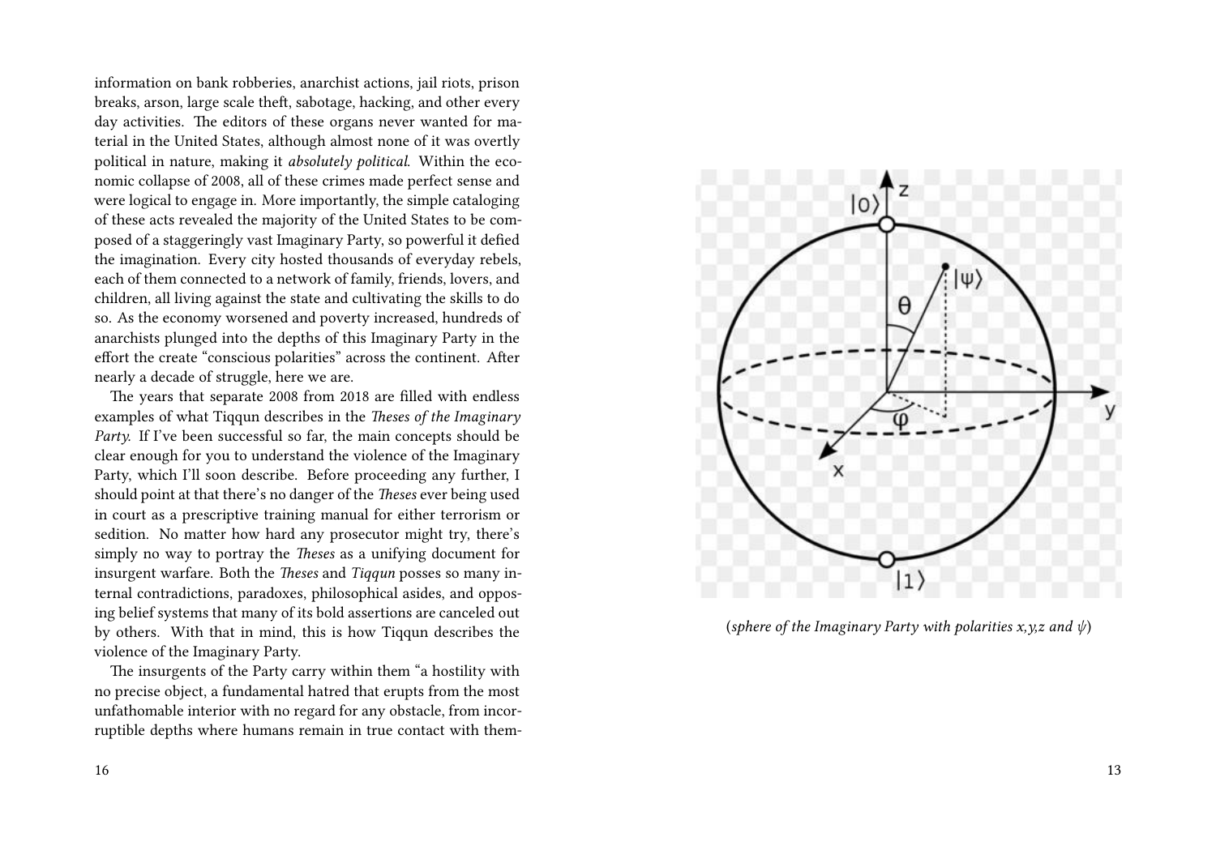information on bank robberies, anarchist actions, jail riots, prison breaks, arson, large scale theft, sabotage, hacking, and other every day activities. The editors of these organs never wanted for material in the United States, although almost none of it was overtly political in nature, making it *absolutely political*. Within the economic collapse of 2008, all of these crimes made perfect sense and were logical to engage in. More importantly, the simple cataloging of these acts revealed the majority of the United States to be composed of a staggeringly vast Imaginary Party, so powerful it defied the imagination. Every city hosted thousands of everyday rebels, each of them connected to a network of family, friends, lovers, and children, all living against the state and cultivating the skills to do so. As the economy worsened and poverty increased, hundreds of anarchists plunged into the depths of this Imaginary Party in the effort the create "conscious polarities" across the continent. After nearly a decade of struggle, here we are.

The years that separate 2008 from 2018 are filled with endless examples of what Tiqqun describes in the *Theses of the Imaginary Party*. If I've been successful so far, the main concepts should be clear enough for you to understand the violence of the Imaginary Party, which I'll soon describe. Before proceeding any further, I should point at that there's no danger of the *Theses* ever being used in court as a prescriptive training manual for either terrorism or sedition. No matter how hard any prosecutor might try, there's simply no way to portray the *Theses* as a unifying document for insurgent warfare. Both the *Theses* and *Tiqqun* posses so many internal contradictions, paradoxes, philosophical asides, and opposing belief systems that many of its bold assertions are canceled out by others. With that in mind, this is how Tiqqun describes the violence of the Imaginary Party.

The insurgents of the Party carry within them "a hostility with no precise object, a fundamental hatred that erupts from the most unfathomable interior with no regard for any obstacle, from incorruptible depths where humans remain in true contact with them-

(*sphere of the Imaginary Party with polarities x,y,z and $\psi$*)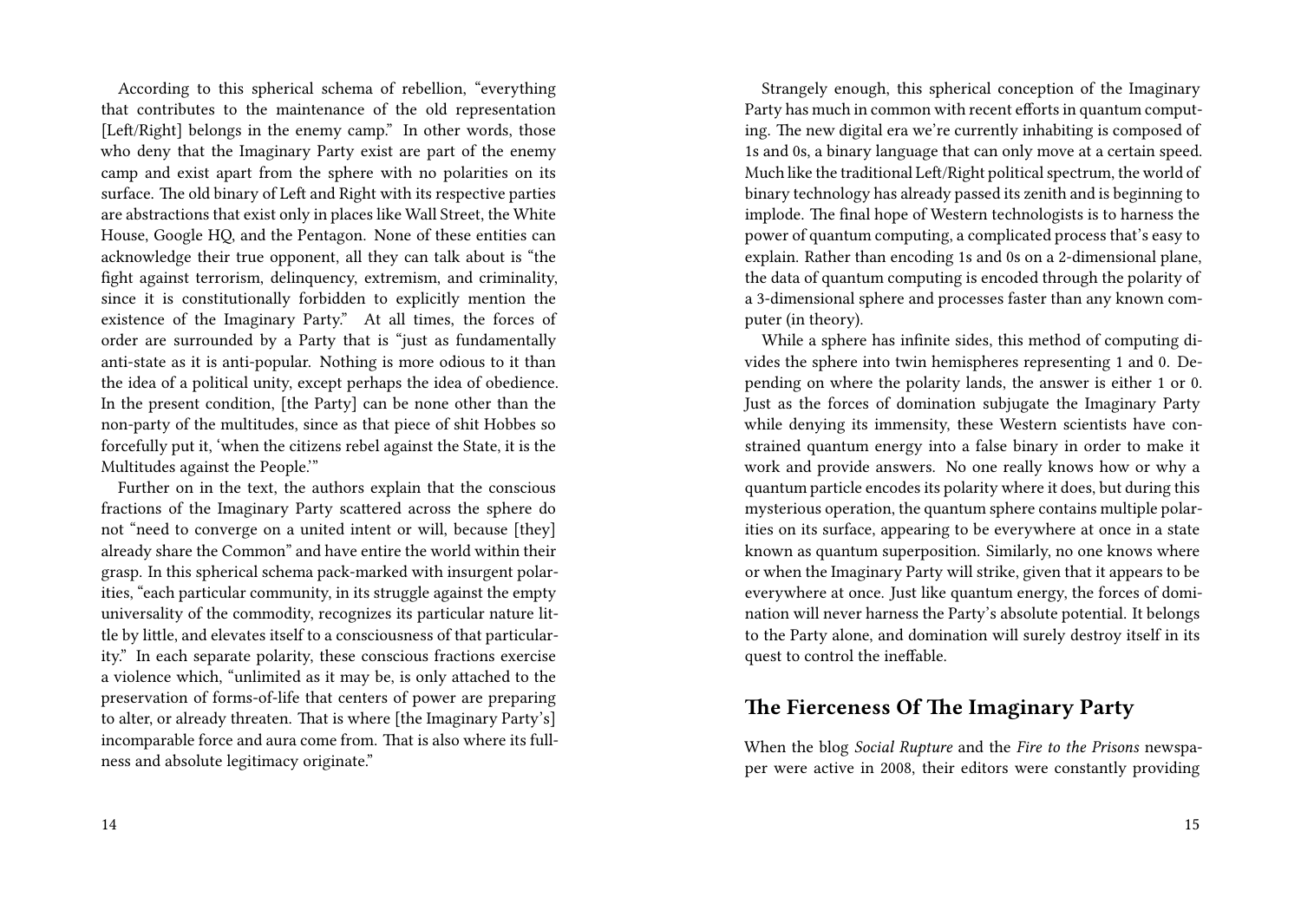According to this spherical schema of rebellion, "everything that contributes to the maintenance of the old representation [Left/Right] belongs in the enemy camp." In other words, those who deny that the Imaginary Party exist are part of the enemy camp and exist apart from the sphere with no polarities on its surface. The old binary of Left and Right with its respective parties are abstractions that exist only in places like Wall Street, the White House, Google HQ, and the Pentagon. None of these entities can acknowledge their true opponent, all they can talk about is "the fight against terrorism, delinquency, extremism, and criminality, since it is constitutionally forbidden to explicitly mention the existence of the Imaginary Party." At all times, the forces of order are surrounded by a Party that is "just as fundamentally anti-state as it is anti-popular. Nothing is more odious to it than the idea of a political unity, except perhaps the idea of obedience. In the present condition, [the Party] can be none other than the non-party of the multitudes, since as that piece of shit Hobbes so forcefully put it, 'when the citizens rebel against the State, it is the Multitudes against the People.'"

Further on in the text, the authors explain that the conscious fractions of the Imaginary Party scattered across the sphere do not "need to converge on a united intent or will, because [they] already share the Common" and have entire the world within their grasp. In this spherical schema pack-marked with insurgent polarities, "each particular community, in its struggle against the empty universality of the commodity, recognizes its particular nature little by little, and elevates itself to a consciousness of that particularity." In each separate polarity, these conscious fractions exercise a violence which, "unlimited as it may be, is only attached to the preservation of forms-of-life that centers of power are preparing to alter, or already threaten. That is where [the Imaginary Party's] incomparable force and aura come from. That is also where its fullness and absolute legitimacy originate."

Strangely enough, this spherical conception of the Imaginary Party has much in common with recent efforts in quantum computing. The new digital era we're currently inhabiting is composed of 1s and 0s, a binary language that can only move at a certain speed. Much like the traditional Left/Right political spectrum, the world of binary technology has already passed its zenith and is beginning to implode. The final hope of Western technologists is to harness the power of quantum computing, a complicated process that's easy to explain. Rather than encoding 1s and 0s on a 2-dimensional plane, the data of quantum computing is encoded through the polarity of a 3-dimensional sphere and processes faster than any known computer (in theory).

While a sphere has infinite sides, this method of computing divides the sphere into twin hemispheres representing 1 and 0. Depending on where the polarity lands, the answer is either 1 or 0. Just as the forces of domination subjugate the Imaginary Party while denying its immensity, these Western scientists have constrained quantum energy into a false binary in order to make it work and provide answers. No one really knows how or why a quantum particle encodes its polarity where it does, but during this mysterious operation, the quantum sphere contains multiple polarities on its surface, appearing to be everywhere at once in a state known as quantum superposition. Similarly, no one knows where or when the Imaginary Party will strike, given that it appears to be everywhere at once. Just like quantum energy, the forces of domination will never harness the Party's absolute potential. It belongs to the Party alone, and domination will surely destroy itself in its quest to control the ineffable.

## The Fierceness Of The Imaginary Party

When the blog *Social Rupture* and the *Fire to the Prisons* newspaper were active in 2008, their editors were constantly providing